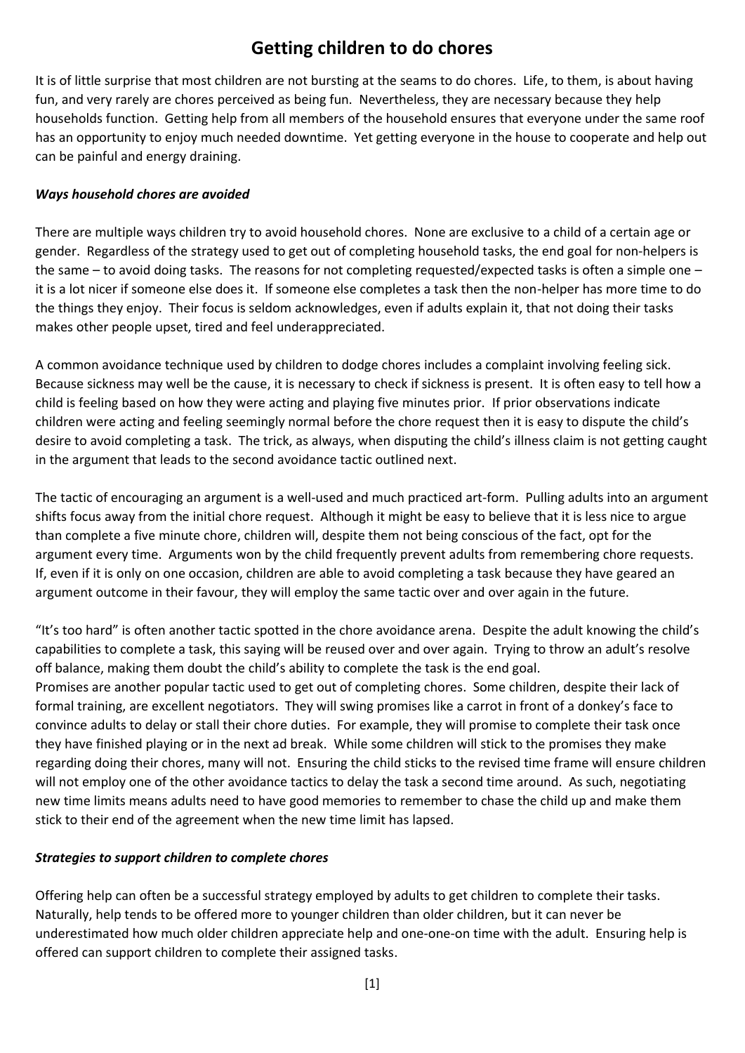# Getting children to do chores

It is of little surprise that most children are not bursting at the seams to do chores. Life, to them, is about having fun, and very rarely are chores perceived as being fun. Nevertheless, they are necessary because they help households function. Getting help from all members of the household ensures that everyone under the same roof has an opportunity to enjoy much needed downtime. Yet getting everyone in the house to cooperate and help out can be painful and energy draining.

***Ways household chores are avoided***

There are multiple ways children try to avoid household chores. None are exclusive to a child of a certain age or gender. Regardless of the strategy used to get out of completing household tasks, the end goal for non-helpers is the same – to avoid doing tasks. The reasons for not completing requested/expected tasks is often a simple one – it is a lot nicer if someone else does it. If someone else completes a task then the non-helper has more time to do the things they enjoy. Their focus is seldom acknowledges, even if adults explain it, that not doing their tasks makes other people upset, tired and feel underappreciated.

A common avoidance technique used by children to dodge chores includes a complaint involving feeling sick. Because sickness may well be the cause, it is necessary to check if sickness is present. It is often easy to tell how a child is feeling based on how they were acting and playing five minutes prior. If prior observations indicate children were acting and feeling seemingly normal before the chore request then it is easy to dispute the child's desire to avoid completing a task. The trick, as always, when disputing the child's illness claim is not getting caught in the argument that leads to the second avoidance tactic outlined next.

The tactic of encouraging an argument is a well-used and much practiced art-form. Pulling adults into an argument shifts focus away from the initial chore request. Although it might be easy to believe that it is less nice to argue than complete a five minute chore, children will, despite them not being conscious of the fact, opt for the argument every time. Arguments won by the child frequently prevent adults from remembering chore requests. If, even if it is only on one occasion, children are able to avoid completing a task because they have geared an argument outcome in their favour, they will employ the same tactic over and over again in the future.

"It's too hard" is often another tactic spotted in the chore avoidance arena. Despite the adult knowing the child's capabilities to complete a task, this saying will be reused over and over again. Trying to throw an adult's resolve off balance, making them doubt the child's ability to complete the task is the end goal.

Promises are another popular tactic used to get out of completing chores. Some children, despite their lack of formal training, are excellent negotiators. They will swing promises like a carrot in front of a donkey's face to convince adults to delay or stall their chore duties. For example, they will promise to complete their task once they have finished playing or in the next ad break. While some children will stick to the promises they make regarding doing their chores, many will not. Ensuring the child sticks to the revised time frame will ensure children will not employ one of the other avoidance tactics to delay the task a second time around. As such, negotiating new time limits means adults need to have good memories to remember to chase the child up and make them stick to their end of the agreement when the new time limit has lapsed.

***Strategies to support children to complete chores***

Offering help can often be a successful strategy employed by adults to get children to complete their tasks. Naturally, help tends to be offered more to younger children than older children, but it can never be underestimated how much older children appreciate help and one-one-on time with the adult. Ensuring help is offered can support children to complete their assigned tasks.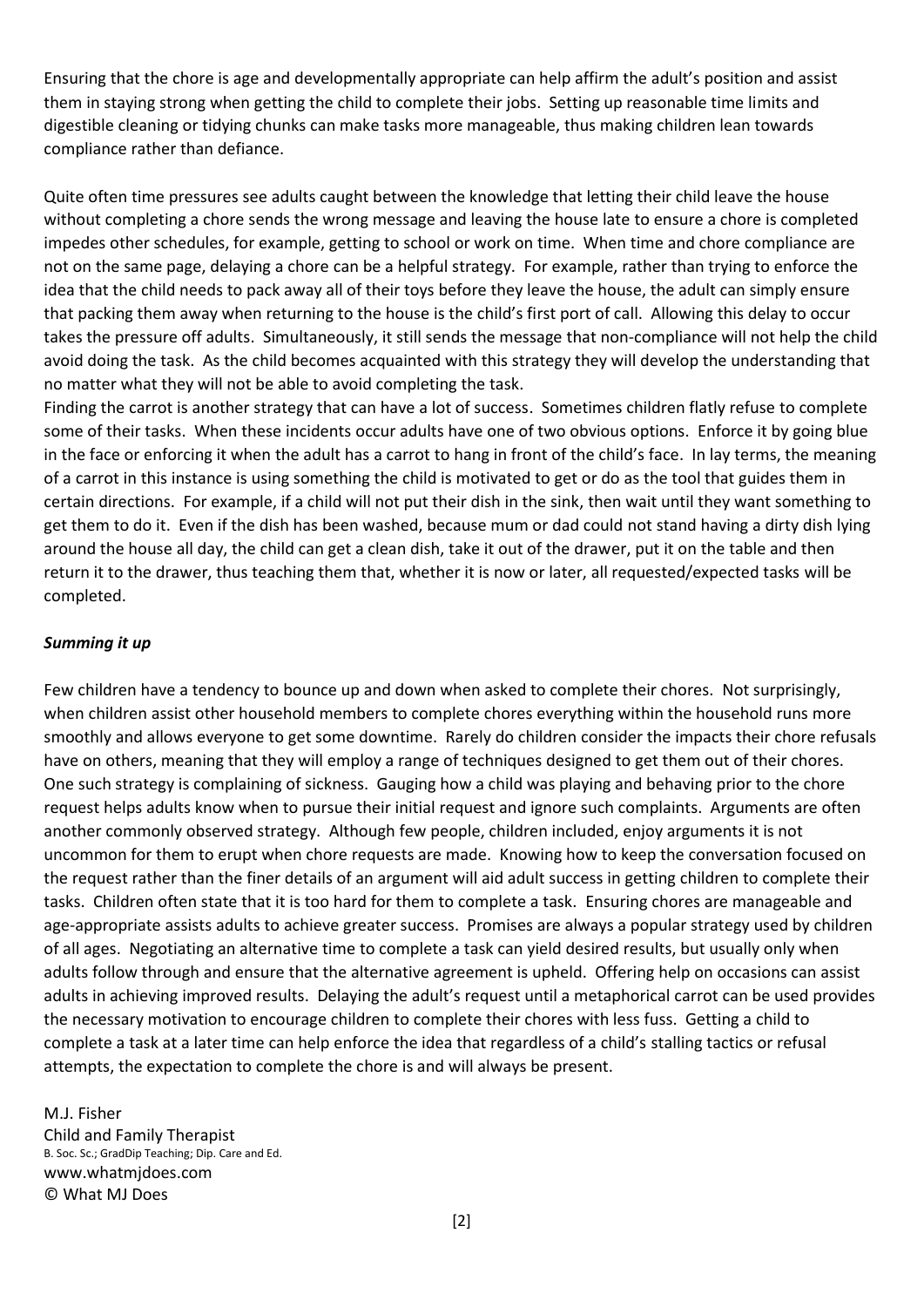Ensuring that the chore is age and developmentally appropriate can help affirm the adult's position and assist them in staying strong when getting the child to complete their jobs. Setting up reasonable time limits and digestible cleaning or tidying chunks can make tasks more manageable, thus making children lean towards compliance rather than defiance.

Quite often time pressures see adults caught between the knowledge that letting their child leave the house without completing a chore sends the wrong message and leaving the house late to ensure a chore is completed impedes other schedules, for example, getting to school or work on time. When time and chore compliance are not on the same page, delaying a chore can be a helpful strategy. For example, rather than trying to enforce the idea that the child needs to pack away all of their toys before they leave the house, the adult can simply ensure that packing them away when returning to the house is the child's first port of call. Allowing this delay to occur takes the pressure off adults. Simultaneously, it still sends the message that non-compliance will not help the child avoid doing the task. As the child becomes acquainted with this strategy they will develop the understanding that no matter what they will not be able to avoid completing the task.

Finding the carrot is another strategy that can have a lot of success. Sometimes children flatly refuse to complete some of their tasks. When these incidents occur adults have one of two obvious options. Enforce it by going blue in the face or enforcing it when the adult has a carrot to hang in front of the child's face. In lay terms, the meaning of a carrot in this instance is using something the child is motivated to get or do as the tool that guides them in certain directions. For example, if a child will not put their dish in the sink, then wait until they want something to get them to do it. Even if the dish has been washed, because mum or dad could not stand having a dirty dish lying around the house all day, the child can get a clean dish, take it out of the drawer, put it on the table and then return it to the drawer, thus teaching them that, whether it is now or later, all requested/expected tasks will be completed.

***Summing it up***

Few children have a tendency to bounce up and down when asked to complete their chores. Not surprisingly, when children assist other household members to complete chores everything within the household runs more smoothly and allows everyone to get some downtime. Rarely do children consider the impacts their chore refusals have on others, meaning that they will employ a range of techniques designed to get them out of their chores. One such strategy is complaining of sickness. Gauging how a child was playing and behaving prior to the chore request helps adults know when to pursue their initial request and ignore such complaints. Arguments are often another commonly observed strategy. Although few people, children included, enjoy arguments it is not uncommon for them to erupt when chore requests are made. Knowing how to keep the conversation focused on the request rather than the finer details of an argument will aid adult success in getting children to complete their tasks. Children often state that it is too hard for them to complete a task. Ensuring chores are manageable and age-appropriate assists adults to achieve greater success. Promises are always a popular strategy used by children of all ages. Negotiating an alternative time to complete a task can yield desired results, but usually only when adults follow through and ensure that the alternative agreement is upheld. Offering help on occasions can assist adults in achieving improved results. Delaying the adult's request until a metaphorical carrot can be used provides the necessary motivation to encourage children to complete their chores with less fuss. Getting a child to complete a task at a later time can help enforce the idea that regardless of a child's stalling tactics or refusal attempts, the expectation to complete the chore is and will always be present.

M.J. Fisher
Child and Family Therapist
B. Soc. Sc.; GradDip Teaching; Dip. Care and Ed.
www.whatmjdoes.com
© What MJ Does